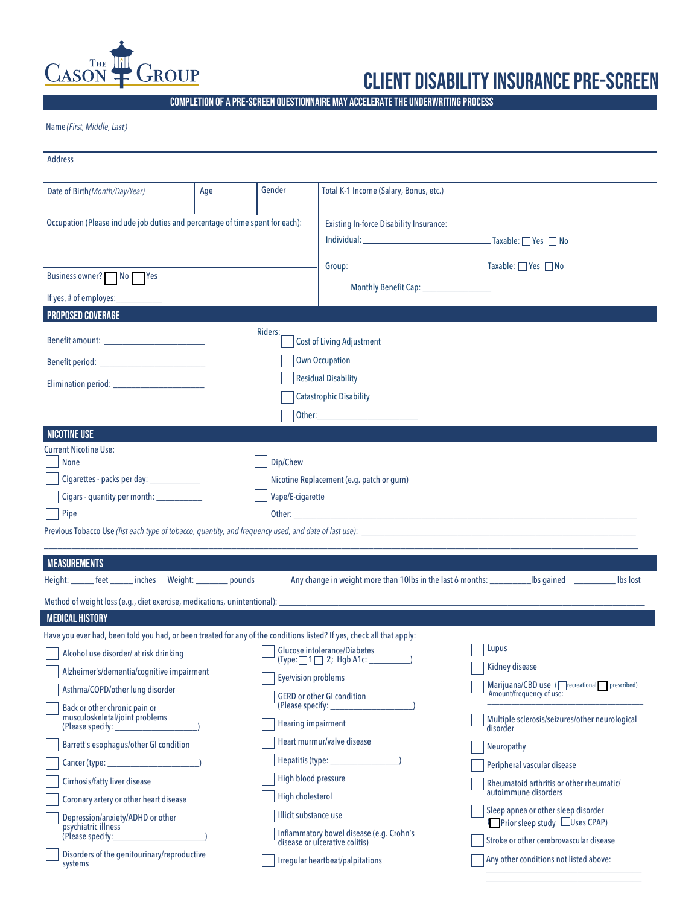The Cason Group

# CLIENT DISABILITY INSURANCE PRE-SCREEN

**COMPLETION OF A PRE-SCREEN QUESTIONNAIRE MAY ACCELERATE THE UNDERWRITING PROCESS**

Name *(First, Middle, Last)*

Address

| Date of Birth *(Month/Day/Year)* | Age | Gender | Total K-1 Income (Salary, Bonus, etc.) |
|---|---|---|---|
| | | | |

Occupation (Please include job duties and percentage of time spent for each):

Business owner? ☐ No ☐ Yes

If yes, # of employes:___________

Existing In-force Disability Insurance:

Individual: ______________________________ Taxable: ☐ Yes ☐ No

Group: ______________________________ Taxable: ☐ Yes ☐ No

Monthly Benefit Cap: ________________

## PROPOSED COVERAGE

Benefit amount: ________________________

Benefit period: ________________________

Elimination period: ______________________

Riders:
- ☐ Cost of Living Adjustment
- ☐ Own Occupation
- ☐ Residual Disability
- ☐ Catastrophic Disability
- ☐ Other:________________________

## NICOTINE USE

Current Nicotine Use:
- ☐ None
- ☐ Cigarettes - packs per day: ____________
- ☐ Cigars - quantity per month: ___________
- ☐ Pipe
- ☐ Dip/Chew
- ☐ Nicotine Replacement (e.g. patch or gum)
- ☐ Vape/E-cigarette
- ☐ Other: ____________________________________________

Previous Tobacco Use *(list each type of tobacco, quantity, and frequency used, and date of last use)*: ____________________________________________

## MEASUREMENTS

Height: ______ feet ______ inches Weight: ________ pounds Any change in weight more than 10lbs in the last 6 months: __________lbs gained __________ lbs lost

Method of weight loss (e.g., diet exercise, medications, unintentional): ____________________________________________

## MEDICAL HISTORY

Have you ever had, been told you had, or been treated for any of the conditions listed? If yes, check all that apply:

- ☐ Alcohol use disorder/ at risk drinking
- ☐ Alzheimer's/dementia/cognitive impairment
- ☐ Asthma/COPD/other lung disorder
- ☐ Back or other chronic pain or musculoskeletal/joint problems (Please specify: ____________________)
- ☐ Barrett's esophagus/other GI condition
- ☐ Cancer (type: ______________________)
- ☐ Cirrhosis/fatty liver disease
- ☐ Coronary artery or other heart disease
- ☐ Depression/anxiety/ADHD or other psychiatric illness (Please specify:______________________)
- ☐ Disorders of the genitourinary/reproductive systems
- ☐ Glucose intolerance/Diabetes (Type: ☐ 1 ☐ 2; Hgb A1c: __________)
- ☐ Eye/vision problems
- ☐ GERD or other GI condition (Please specify: ____________________)
- ☐ Hearing impairment
- ☐ Heart murmur/valve disease
- ☐ Hepatitis (type: ________________)
- ☐ High blood pressure
- ☐ High cholesterol
- ☐ Illicit substance use
- ☐ Inflammatory bowel disease (e.g. Crohn's disease or ulcerative colitis)
- ☐ Irregular heartbeat/palpitations
- ☐ Lupus
- ☐ Kidney disease
- ☐ Marijuana/CBD use (☐ recreational ☐ prescribed) Amount/frequency of use: ______________________
- ☐ Multiple sclerosis/seizures/other neurological disorder
- ☐ Neuropathy
- ☐ Peripheral vascular disease
- ☐ Rheumatoid arthritis or other rheumatic/ autoimmune disorders
- ☐ Sleep apnea or other sleep disorder (☐ Prior sleep study ☐ Uses CPAP)
- ☐ Stroke or other cerebrovascular disease
- ☐ Any other conditions not listed above: ______________________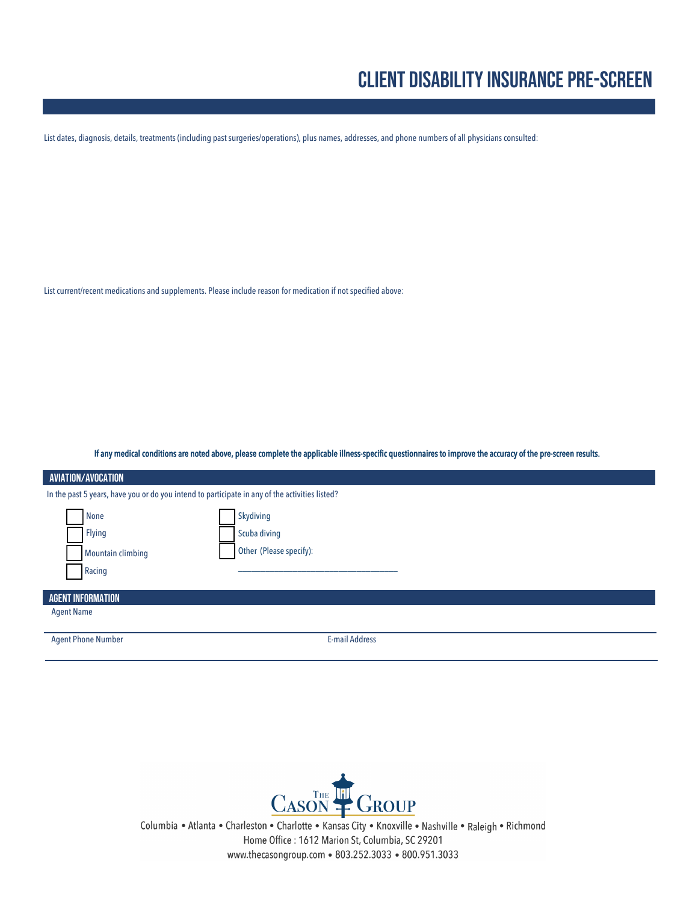# CLIENT DISABILITY INSURANCE PRE-SCREEN

List dates, diagnosis, details, treatments (including past surgeries/operations), plus names, addresses, and phone numbers of all physicians consulted:

List current/recent medications and supplements. Please include reason for medication if not specified above:

**If any medical conditions are noted above, please complete the applicable illness-specific questionnaires to improve the accuracy of the pre-screen results.**

## AVIATION/AVOCATION

In the past 5 years, have you or do you intend to participate in any of the activities listed?

- [ ] None
- [ ] Flying
- [ ] Mountain climbing
- [ ] Racing
- [ ] Skydiving
- [ ] Scuba diving
- [ ] Other (Please specify): ______________________________

## AGENT INFORMATION

Agent Name

Agent Phone Number

E-mail Address

The Cason Group

Columbia • Atlanta • Charleston • Charlotte • Kansas City • Knoxville • Nashville • Raleigh • Richmond

Home Office : 1612 Marion St, Columbia, SC 29201

www.thecasongroup.com • 803.252.3033 • 800.951.3033